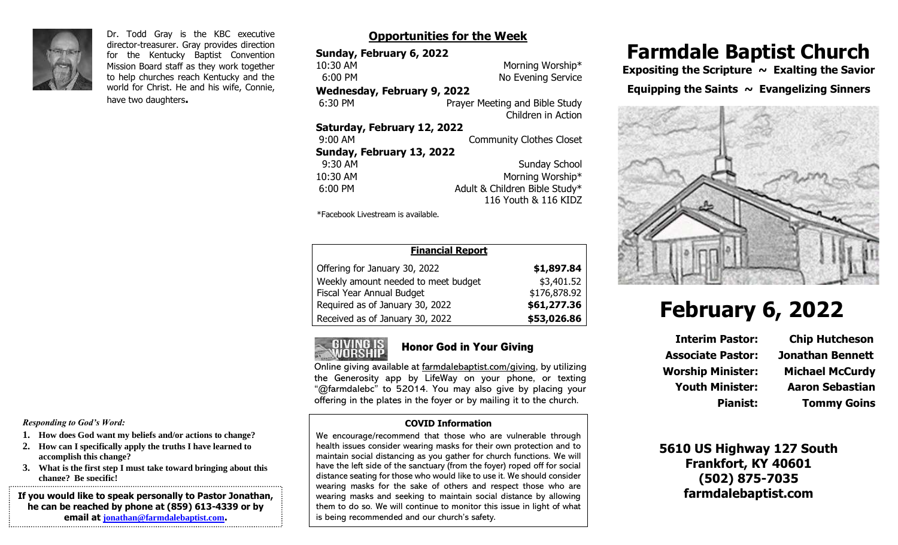Dr. Todd Gray is the KBC executive director-treasurer. Gray provides direction for the Kentucky Baptist Convention Mission Board staff as they work together to help churches reach Kentucky and the world for Christ. He and his wife, Connie, have two daughters.

*Responding to God's Word:*

1. **How does God want my beliefs and/or actions to change?**
2. **How can I specifically apply the truths I have learned to accomplish this change?**
3. **What is the first step I must take toward bringing about this change? Be specific!**

**If you would like to speak personally to Pastor Jonathan, he can be reached by phone at (859) 613-4339 or by email at jonathan@farmdalebaptist.com.**

## Opportunities for the Week

**Sunday, February 6, 2022**

| | |
|---|---|
| 10:30 AM | Morning Worship* |
| 6:00 PM | No Evening Service |

**Wednesday, February 9, 2022**

| | |
|---|---|
| 6:30 PM | Prayer Meeting and Bible Study<br>Children in Action |

**Saturday, February 12, 2022**

| | |
|---|---|
| 9:00 AM | Community Clothes Closet |

**Sunday, February 13, 2022**

| | |
|---|---|
| 9:30 AM | Sunday School |
| 10:30 AM | Morning Worship* |
| 6:00 PM | Adult & Children Bible Study*<br>116 Youth & 116 KIDZ |

*Facebook Livestream is available.

| **Financial Report** | |
|---|---|
| Offering for January 30, 2022 | **$1,897.84** |
| Weekly amount needed to meet budget | $3,401.52 |
| Fiscal Year Annual Budget | $176,878.92 |
| Required as of January 30, 2022 | **$61,277.36** |
| Received as of January 30, 2022 | **$53,026.86** |

**GIVING IS WORSHIP**

### Honor God in Your Giving

Online giving available at farmdalebaptist.com/giving, by utilizing the Generosity app by LifeWay on your phone, or texting "@farmdalebc" to 52014. You may also give by placing your offering in the plates in the foyer or by mailing it to the church.

**COVID Information**

We encourage/recommend that those who are vulnerable through health issues consider wearing masks for their own protection and to maintain social distancing as you gather for church functions. We will have the left side of the sanctuary (from the foyer) roped off for social distance seating for those who would like to use it. We should consider wearing masks for the sake of others and respect those who are wearing masks and seeking to maintain social distance by allowing them to do so. We will continue to monitor this issue in light of what is being recommended and our church's safety.

# Farmdale Baptist Church

**Expositing the Scripture ~ Exalting the Savior**

**Equipping the Saints ~ Evangelizing Sinners**

# February 6, 2022

| | |
|---|---|
| **Interim Pastor:** | **Chip Hutcheson** |
| **Associate Pastor:** | **Jonathan Bennett** |
| **Worship Minister:** | **Michael McCurdy** |
| **Youth Minister:** | **Aaron Sebastian** |
| **Pianist:** | **Tommy Goins** |

**5610 US Highway 127 South**
**Frankfort, KY 40601**
**(502) 875-7035**
**farmdalebaptist.com**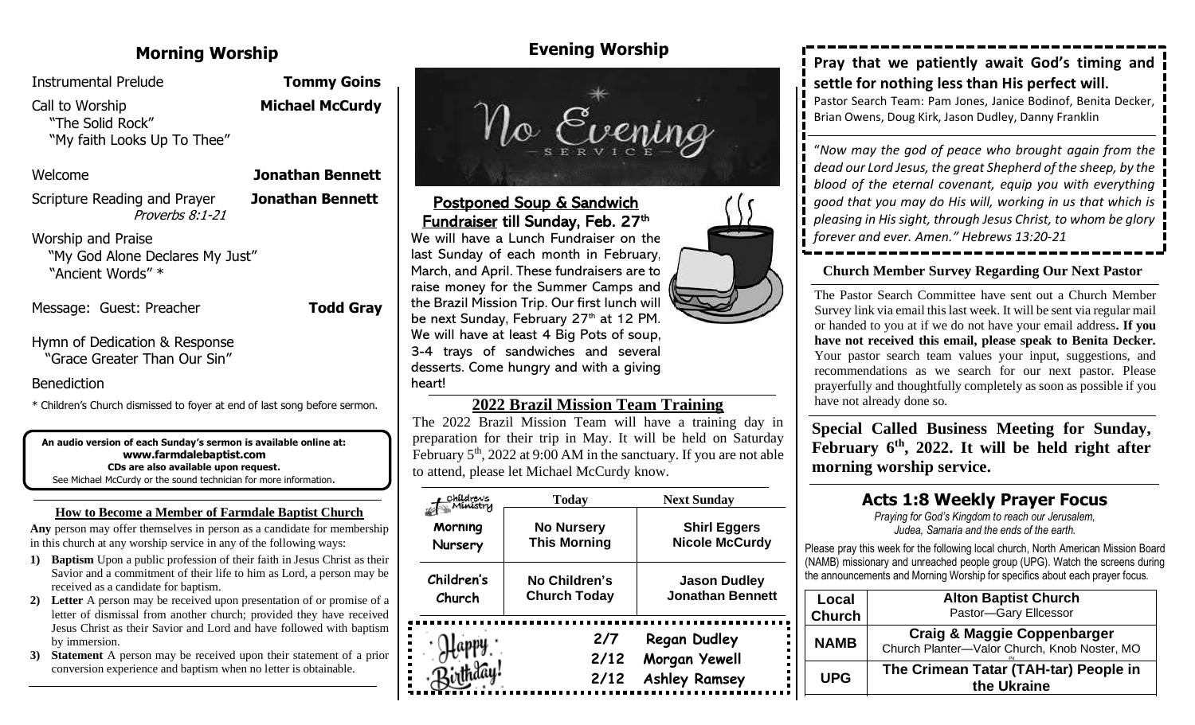## Morning Worship

Instrumental Prelude **Tommy Goins**

Call to Worship **Michael McCurdy**
"The Solid Rock"
"My faith Looks Up To Thee"

Welcome **Jonathan Bennett**

Scripture Reading and Prayer **Jonathan Bennett**
*Proverbs 8:1-21*

Worship and Praise
"My God Alone Declares My Just"
"Ancient Words" *

Message: Guest: Preacher **Todd Gray**

Hymn of Dedication & Response
"Grace Greater Than Our Sin"

Benediction

* Children's Church dismissed to foyer at end of last song before sermon.

**An audio version of each Sunday's sermon is available online at:**
**www.farmdalebaptist.com**
**CDs are also available upon request.**
See Michael McCurdy or the sound technician for more information.

**How to Become a Member of Farmdale Baptist Church**

**Any** person may offer themselves in person as a candidate for membership in this church at any worship service in any of the following ways:

1) **Baptism** Upon a public profession of their faith in Jesus Christ as their Savior and a commitment of their life to him as Lord, a person may be received as a candidate for baptism.
2) **Letter** A person may be received upon presentation of or promise of a letter of dismissal from another church; provided they have received Jesus Christ as their Savior and Lord and have followed with baptism by immersion.
3) **Statement** A person may be received upon their statement of a prior conversion experience and baptism when no letter is obtainable.

## Evening Worship

No Evening Service

**Postponed Soup & Sandwich Fundraiser till Sunday, Feb. 27th**

We will have a Lunch Fundraiser on the last Sunday of each month in February, March, and April. These fundraisers are to raise money for the Summer Camps and the Brazil Mission Trip. Our first lunch will be next Sunday, February 27th at 12 PM. We will have at least 4 Big Pots of soup, 3-4 trays of sandwiches and several desserts. Come hungry and with a giving heart!

**2022 Brazil Mission Team Training**

The 2022 Brazil Mission Team will have a training day in preparation for their trip in May. It will be held on Saturday February 5th, 2022 at 9:00 AM in the sanctuary. If you are not able to attend, please let Michael McCurdy know.

| Children's Ministry | Today | Next Sunday |
|---|---|---|
| Morning Nursery | No Nursery This Morning | Shirl Eggers Nicole McCurdy |
| Children's Church | No Children's Church Today | Jason Dudley Jonathan Bennett |

Happy Birthday!
2/7 Regan Dudley
2/12 Morgan Yewell
2/12 Ashley Ramsey

**Pray that we patiently await God's timing and settle for nothing less than His perfect will.**
Pastor Search Team: Pam Jones, Janice Bodinof, Benita Decker, Brian Owens, Doug Kirk, Jason Dudley, Danny Franklin

*"Now may the god of peace who brought again from the dead our Lord Jesus, the great Shepherd of the sheep, by the blood of the eternal covenant, equip you with everything good that you may do His will, working in us that which is pleasing in His sight, through Jesus Christ, to whom be glory forever and ever. Amen." Hebrews 13:20-21*

**Church Member Survey Regarding Our Next Pastor**

The Pastor Search Committee have sent out a Church Member Survey link via email this last week. It will be sent via regular mail or handed to you at if we do not have your email address**. If you have not received this email, please speak to Benita Decker.** Your pastor search team values your input, suggestions, and recommendations as we search for our next pastor. Please prayerfully and thoughtfully completely as soon as possible if you have not already done so.

**Special Called Business Meeting for Sunday, February 6th, 2022. It will be held right after morning worship service.**

## Acts 1:8 Weekly Prayer Focus

*Praying for God's Kingdom to reach our Jerusalem, Judea, Samaria and the ends of the earth.*

Please pray this week for the following local church, North American Mission Board (NAMB) missionary and unreached people group (UPG). Watch the screens during the announcements and Morning Worship for specifics about each prayer focus.

| | |
|---|---|
| **Local Church** | **Alton Baptist Church** Pastor—Gary Ellcessor |
| **NAMB** | **Craig & Maggie Coppenbarger** Church Planter—Valor Church, Knob Noster, MO |
| **UPG** | **The Crimean Tatar (TAH-tar) People in the Ukraine** |